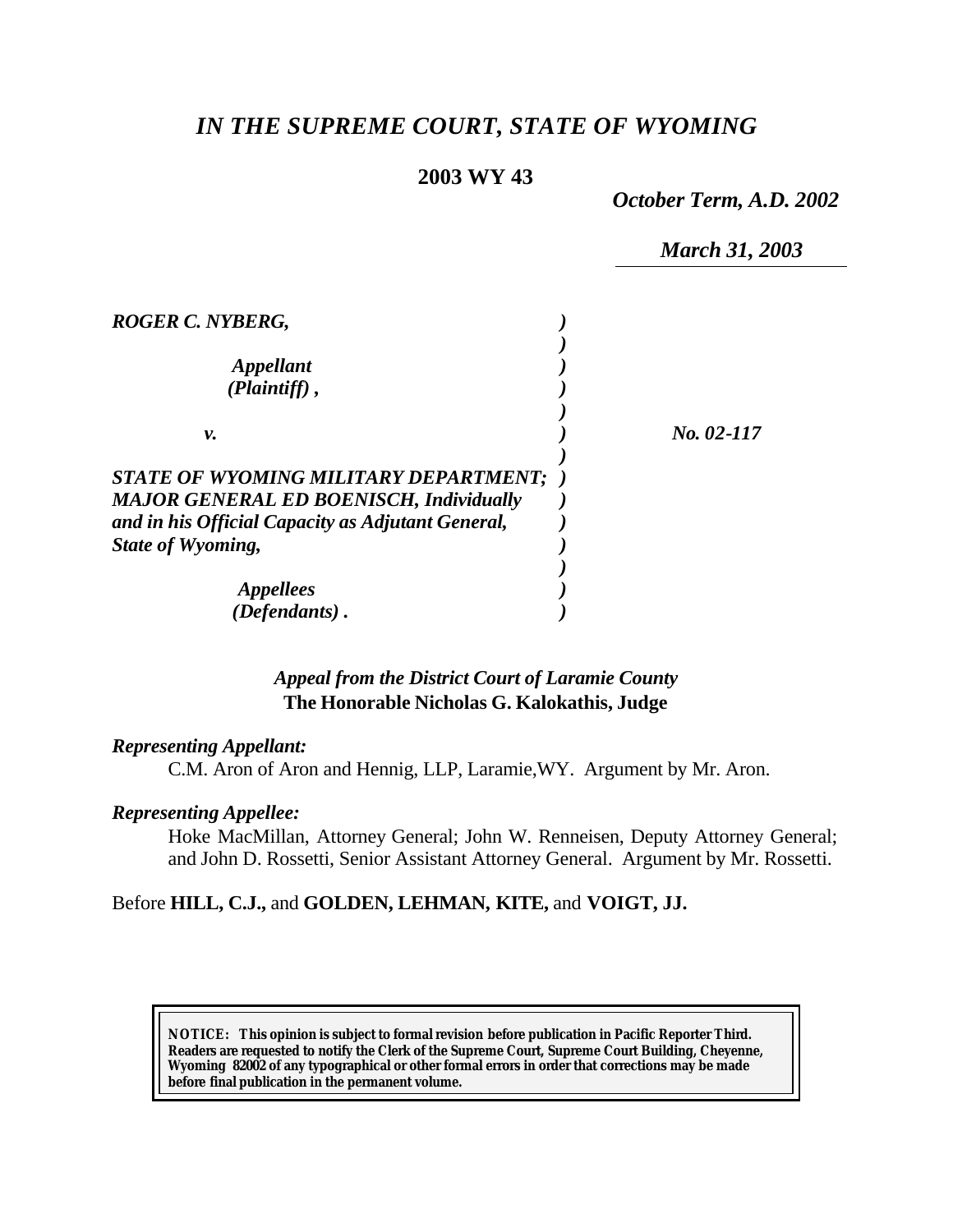# *IN THE SUPREME COURT, STATE OF WYOMING*

**2003 WY 43**

*October Term, A.D. 2002*

*March 31, 2003*

| | | |
|---|---|---|
| ***ROGER C. NYBERG,*** | ) | |
| | ) | |
| ***Appellant*** | ) | |
| ***(Plaintiff) ,*** | ) | |
| | ) | |
| ***v.*** | ) | ***No. 02-117*** |
| | ) | |
| ***STATE OF WYOMING MILITARY DEPARTMENT;*** | ) | |
| ***MAJOR GENERAL ED BOENISCH, Individually*** | ) | |
| ***and in his Official Capacity as Adjutant General,*** | ) | |
| ***State of Wyoming,*** | ) | |
| | ) | |
| ***Appellees*** | ) | |
| ***(Defendants) .*** | ) | |

*Appeal from the District Court of Laramie County*
**The Honorable Nicholas G. Kalokathis, Judge**

***Representing Appellant:***

C.M. Aron of Aron and Hennig, LLP, Laramie,WY. Argument by Mr. Aron.

***Representing Appellee:***

Hoke MacMillan, Attorney General; John W. Renneisen, Deputy Attorney General; and John D. Rossetti, Senior Assistant Attorney General. Argument by Mr. Rossetti.

Before **HILL, C.J.,** and **GOLDEN, LEHMAN, KITE,** and **VOIGT, JJ.**

**NOTICE: This opinion is subject to formal revision before publication in Pacific Reporter Third. Readers are requested to notify the Clerk of the Supreme Court, Supreme Court Building, Cheyenne, Wyoming 82002 of any typographical or other formal errors in order that corrections may be made before final publication in the permanent volume.**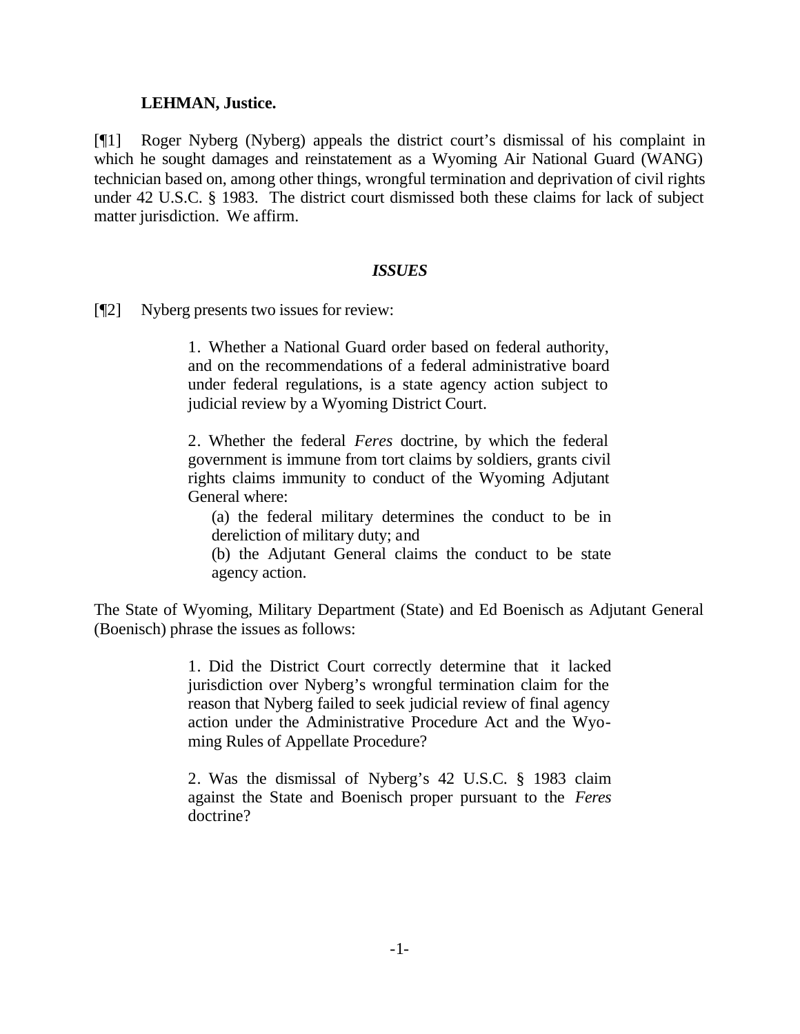**LEHMAN, Justice.**

[¶1] Roger Nyberg (Nyberg) appeals the district court's dismissal of his complaint in which he sought damages and reinstatement as a Wyoming Air National Guard (WANG) technician based on, among other things, wrongful termination and deprivation of civil rights under 42 U.S.C. § 1983. The district court dismissed both these claims for lack of subject matter jurisdiction. We affirm.

## *ISSUES*

[¶2] Nyberg presents two issues for review:

> 1. Whether a National Guard order based on federal authority, and on the recommendations of a federal administrative board under federal regulations, is a state agency action subject to judicial review by a Wyoming District Court.
>
> 2. Whether the federal *Feres* doctrine, by which the federal government is immune from tort claims by soldiers, grants civil rights claims immunity to conduct of the Wyoming Adjutant General where:
>
> (a) the federal military determines the conduct to be in dereliction of military duty; and
>
> (b) the Adjutant General claims the conduct to be state agency action.

The State of Wyoming, Military Department (State) and Ed Boenisch as Adjutant General (Boenisch) phrase the issues as follows:

> 1. Did the District Court correctly determine that it lacked jurisdiction over Nyberg's wrongful termination claim for the reason that Nyberg failed to seek judicial review of final agency action under the Administrative Procedure Act and the Wyoming Rules of Appellate Procedure?
>
> 2. Was the dismissal of Nyberg's 42 U.S.C. § 1983 claim against the State and Boenisch proper pursuant to the *Feres* doctrine?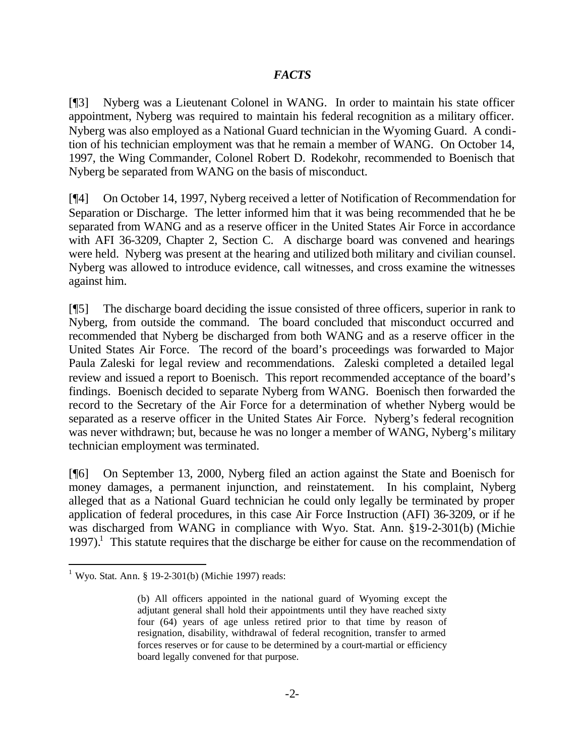### *FACTS*

[¶3] Nyberg was a Lieutenant Colonel in WANG. In order to maintain his state officer appointment, Nyberg was required to maintain his federal recognition as a military officer. Nyberg was also employed as a National Guard technician in the Wyoming Guard. A condition of his technician employment was that he remain a member of WANG. On October 14, 1997, the Wing Commander, Colonel Robert D. Rodekohr, recommended to Boenisch that Nyberg be separated from WANG on the basis of misconduct.

[¶4] On October 14, 1997, Nyberg received a letter of Notification of Recommendation for Separation or Discharge. The letter informed him that it was being recommended that he be separated from WANG and as a reserve officer in the United States Air Force in accordance with AFI 36-3209, Chapter 2, Section C. A discharge board was convened and hearings were held. Nyberg was present at the hearing and utilized both military and civilian counsel. Nyberg was allowed to introduce evidence, call witnesses, and cross examine the witnesses against him.

[¶5] The discharge board deciding the issue consisted of three officers, superior in rank to Nyberg, from outside the command. The board concluded that misconduct occurred and recommended that Nyberg be discharged from both WANG and as a reserve officer in the United States Air Force. The record of the board's proceedings was forwarded to Major Paula Zaleski for legal review and recommendations. Zaleski completed a detailed legal review and issued a report to Boenisch. This report recommended acceptance of the board's findings. Boenisch decided to separate Nyberg from WANG. Boenisch then forwarded the record to the Secretary of the Air Force for a determination of whether Nyberg would be separated as a reserve officer in the United States Air Force. Nyberg's federal recognition was never withdrawn; but, because he was no longer a member of WANG, Nyberg's military technician employment was terminated.

[¶6] On September 13, 2000, Nyberg filed an action against the State and Boenisch for money damages, a permanent injunction, and reinstatement. In his complaint, Nyberg alleged that as a National Guard technician he could only legally be terminated by proper application of federal procedures, in this case Air Force Instruction (AFI) 36-3209, or if he was discharged from WANG in compliance with Wyo. Stat. Ann. §19-2-301(b) (Michie 1997).[1] This statute requires that the discharge be either for cause on the recommendation of

---

[1] Wyo. Stat. Ann. § 19-2-301(b) (Michie 1997) reads:

> (b) All officers appointed in the national guard of Wyoming except the adjutant general shall hold their appointments until they have reached sixty four (64) years of age unless retired prior to that time by reason of resignation, disability, withdrawal of federal recognition, transfer to armed forces reserves or for cause to be determined by a court-martial or efficiency board legally convened for that purpose.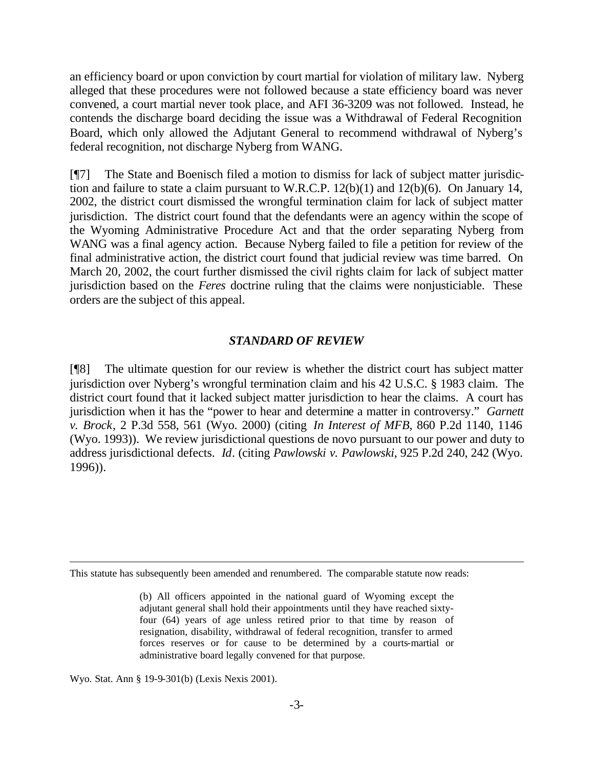an efficiency board or upon conviction by court martial for violation of military law. Nyberg alleged that these procedures were not followed because a state efficiency board was never convened, a court martial never took place, and AFI 36-3209 was not followed. Instead, he contends the discharge board deciding the issue was a Withdrawal of Federal Recognition Board, which only allowed the Adjutant General to recommend withdrawal of Nyberg's federal recognition, not discharge Nyberg from WANG.

[¶7] The State and Boenisch filed a motion to dismiss for lack of subject matter jurisdiction and failure to state a claim pursuant to W.R.C.P. 12(b)(1) and 12(b)(6). On January 14, 2002, the district court dismissed the wrongful termination claim for lack of subject matter jurisdiction. The district court found that the defendants were an agency within the scope of the Wyoming Administrative Procedure Act and that the order separating Nyberg from WANG was a final agency action. Because Nyberg failed to file a petition for review of the final administrative action, the district court found that judicial review was time barred. On March 20, 2002, the court further dismissed the civil rights claim for lack of subject matter jurisdiction based on the *Feres* doctrine ruling that the claims were nonjusticiable. These orders are the subject of this appeal.

### *STANDARD OF REVIEW*

[¶8] The ultimate question for our review is whether the district court has subject matter jurisdiction over Nyberg's wrongful termination claim and his 42 U.S.C. § 1983 claim. The district court found that it lacked subject matter jurisdiction to hear the claims. A court has jurisdiction when it has the "power to hear and determine a matter in controversy." *Garnett v. Brock*, 2 P.3d 558, 561 (Wyo. 2000) (citing *In Interest of MFB*, 860 P.2d 1140, 1146 (Wyo. 1993)). We review jurisdictional questions de novo pursuant to our power and duty to address jurisdictional defects. *Id*. (citing *Pawlowski v. Pawlowski*, 925 P.2d 240, 242 (Wyo. 1996)).

---

This statute has subsequently been amended and renumbered. The comparable statute now reads:

> (b) All officers appointed in the national guard of Wyoming except the adjutant general shall hold their appointments until they have reached sixty-four (64) years of age unless retired prior to that time by reason of resignation, disability, withdrawal of federal recognition, transfer to armed forces reserves or for cause to be determined by a courts-martial or administrative board legally convened for that purpose.

Wyo. Stat. Ann § 19-9-301(b) (Lexis Nexis 2001).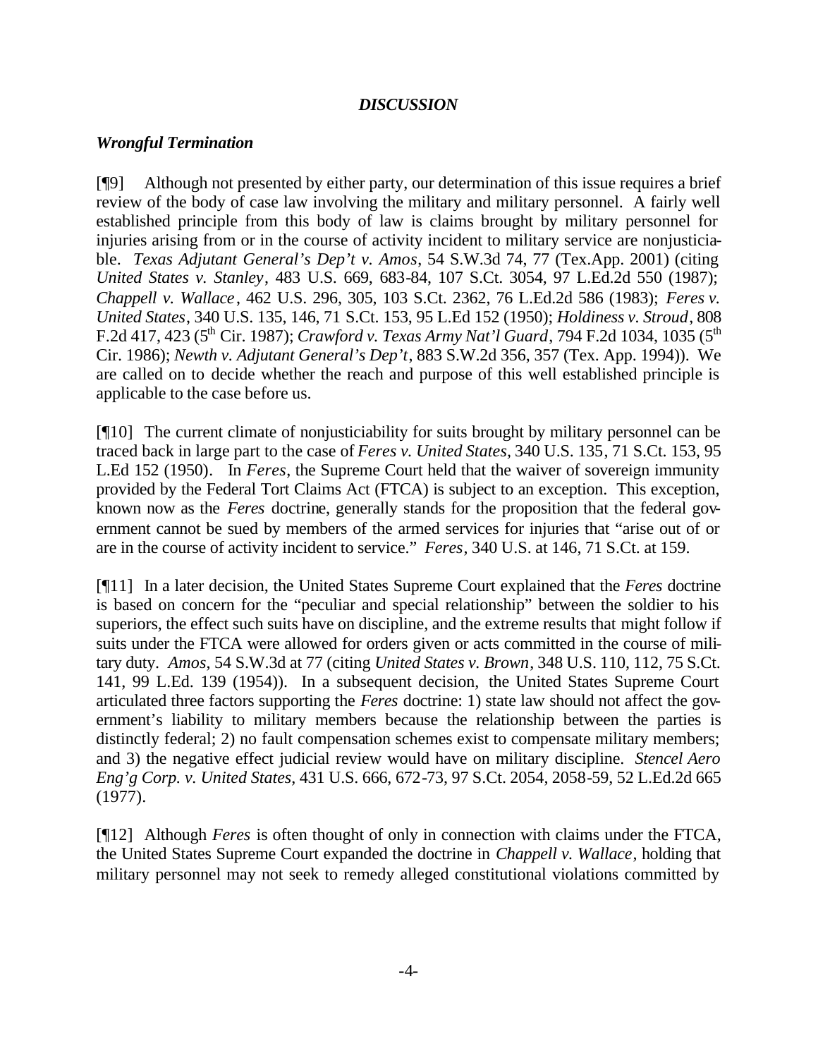## *DISCUSSION*

### *Wrongful Termination*

[¶9] Although not presented by either party, our determination of this issue requires a brief review of the body of case law involving the military and military personnel. A fairly well established principle from this body of law is claims brought by military personnel for injuries arising from or in the course of activity incident to military service are nonjusticiable. *Texas Adjutant General's Dep't v. Amos*, 54 S.W.3d 74, 77 (Tex.App. 2001) (citing *United States v. Stanley*, 483 U.S. 669, 683-84, 107 S.Ct. 3054, 97 L.Ed.2d 550 (1987); *Chappell v. Wallace*, 462 U.S. 296, 305, 103 S.Ct. 2362, 76 L.Ed.2d 586 (1983); *Feres v. United States*, 340 U.S. 135, 146, 71 S.Ct. 153, 95 L.Ed 152 (1950); *Holdiness v. Stroud*, 808 F.2d 417, 423 (5th Cir. 1987); *Crawford v. Texas Army Nat'l Guard*, 794 F.2d 1034, 1035 (5th Cir. 1986); *Newth v. Adjutant General's Dep't*, 883 S.W.2d 356, 357 (Tex. App. 1994)). We are called on to decide whether the reach and purpose of this well established principle is applicable to the case before us.

[¶10] The current climate of nonjusticiability for suits brought by military personnel can be traced back in large part to the case of *Feres v. United States*, 340 U.S. 135, 71 S.Ct. 153, 95 L.Ed 152 (1950). In *Feres*, the Supreme Court held that the waiver of sovereign immunity provided by the Federal Tort Claims Act (FTCA) is subject to an exception. This exception, known now as the *Feres* doctrine, generally stands for the proposition that the federal government cannot be sued by members of the armed services for injuries that "arise out of or are in the course of activity incident to service." *Feres*, 340 U.S. at 146, 71 S.Ct. at 159.

[¶11] In a later decision, the United States Supreme Court explained that the *Feres* doctrine is based on concern for the "peculiar and special relationship" between the soldier to his superiors, the effect such suits have on discipline, and the extreme results that might follow if suits under the FTCA were allowed for orders given or acts committed in the course of military duty. *Amos*, 54 S.W.3d at 77 (citing *United States v. Brown*, 348 U.S. 110, 112, 75 S.Ct. 141, 99 L.Ed. 139 (1954)). In a subsequent decision, the United States Supreme Court articulated three factors supporting the *Feres* doctrine: 1) state law should not affect the government's liability to military members because the relationship between the parties is distinctly federal; 2) no fault compensation schemes exist to compensate military members; and 3) the negative effect judicial review would have on military discipline. *Stencel Aero Eng'g Corp. v. United States*, 431 U.S. 666, 672-73, 97 S.Ct. 2054, 2058-59, 52 L.Ed.2d 665 (1977).

[¶12] Although *Feres* is often thought of only in connection with claims under the FTCA, the United States Supreme Court expanded the doctrine in *Chappell v. Wallace*, holding that military personnel may not seek to remedy alleged constitutional violations committed by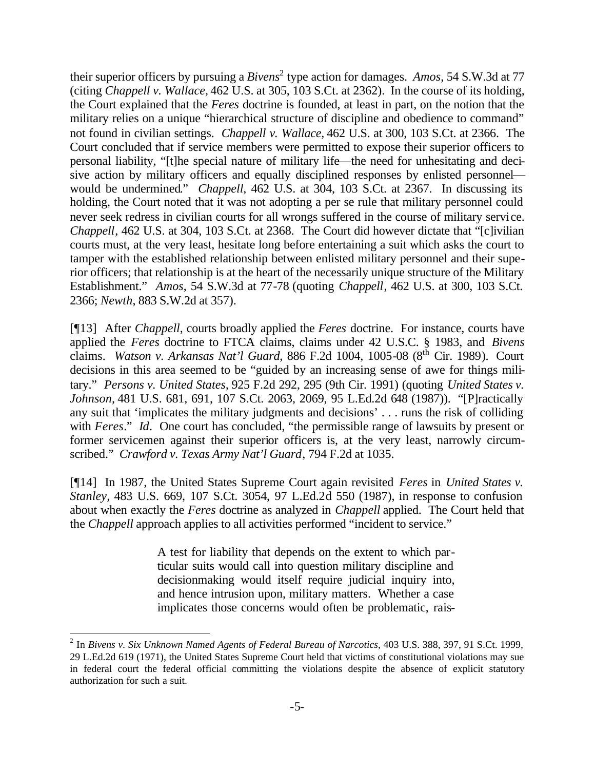their superior officers by pursuing a *Bivens*[2] type action for damages. *Amos*, 54 S.W.3d at 77 (citing *Chappell v. Wallace*, 462 U.S. at 305, 103 S.Ct. at 2362). In the course of its holding, the Court explained that the *Feres* doctrine is founded, at least in part, on the notion that the military relies on a unique "hierarchical structure of discipline and obedience to command" not found in civilian settings. *Chappell v. Wallace*, 462 U.S. at 300, 103 S.Ct. at 2366. The Court concluded that if service members were permitted to expose their superior officers to personal liability, "[t]he special nature of military life—the need for unhesitating and decisive action by military officers and equally disciplined responses by enlisted personnel—would be undermined." *Chappell*, 462 U.S. at 304, 103 S.Ct. at 2367. In discussing its holding, the Court noted that it was not adopting a per se rule that military personnel could never seek redress in civilian courts for all wrongs suffered in the course of military service. *Chappell*, 462 U.S. at 304, 103 S.Ct. at 2368. The Court did however dictate that "[c]ivilian courts must, at the very least, hesitate long before entertaining a suit which asks the court to tamper with the established relationship between enlisted military personnel and their superior officers; that relationship is at the heart of the necessarily unique structure of the Military Establishment." *Amos*, 54 S.W.3d at 77-78 (quoting *Chappell*, 462 U.S. at 300, 103 S.Ct. 2366; *Newth*, 883 S.W.2d at 357).

[¶13] After *Chappell*, courts broadly applied the *Feres* doctrine. For instance, courts have applied the *Feres* doctrine to FTCA claims, claims under 42 U.S.C. § 1983, and *Bivens* claims. *Watson v. Arkansas Nat'l Guard*, 886 F.2d 1004, 1005-08 (8th Cir. 1989). Court decisions in this area seemed to be "guided by an increasing sense of awe for things military." *Persons v. United States*, 925 F.2d 292, 295 (9th Cir. 1991) (quoting *United States v. Johnson*, 481 U.S. 681, 691, 107 S.Ct. 2063, 2069, 95 L.Ed.2d 648 (1987)). "[P]ractically any suit that 'implicates the military judgments and decisions' . . . runs the risk of colliding with *Feres*." *Id*. One court has concluded, "the permissible range of lawsuits by present or former servicemen against their superior officers is, at the very least, narrowly circumscribed." *Crawford v. Texas Army Nat'l Guard*, 794 F.2d at 1035.

[¶14] In 1987, the United States Supreme Court again revisited *Feres* in *United States v. Stanley*, 483 U.S. 669, 107 S.Ct. 3054, 97 L.Ed.2d 550 (1987), in response to confusion about when exactly the *Feres* doctrine as analyzed in *Chappell* applied. The Court held that the *Chappell* approach applies to all activities performed "incident to service."

> A test for liability that depends on the extent to which particular suits would call into question military discipline and decisionmaking would itself require judicial inquiry into, and hence intrusion upon, military matters. Whether a case implicates those concerns would often be problematic, rais-

---

[2] In *Bivens v. Six Unknown Named Agents of Federal Bureau of Narcotics*, 403 U.S. 388, 397, 91 S.Ct. 1999, 29 L.Ed.2d 619 (1971), the United States Supreme Court held that victims of constitutional violations may sue in federal court the federal official committing the violations despite the absence of explicit statutory authorization for such a suit.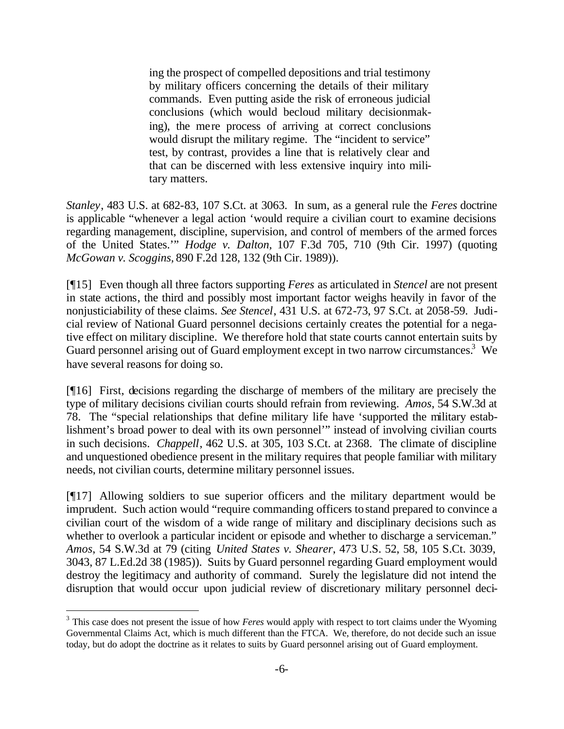> ing the prospect of compelled depositions and trial testimony by military officers concerning the details of their military commands. Even putting aside the risk of erroneous judicial conclusions (which would becloud military decisionmaking), the mere process of arriving at correct conclusions would disrupt the military regime. The "incident to service" test, by contrast, provides a line that is relatively clear and that can be discerned with less extensive inquiry into military matters.

*Stanley*, 483 U.S. at 682-83, 107 S.Ct. at 3063. In sum, as a general rule the *Feres* doctrine is applicable "whenever a legal action 'would require a civilian court to examine decisions regarding management, discipline, supervision, and control of members of the armed forces of the United States.'" *Hodge v. Dalton*, 107 F.3d 705, 710 (9th Cir. 1997) (quoting *McGowan v. Scoggins*, 890 F.2d 128, 132 (9th Cir. 1989)).

[¶15] Even though all three factors supporting *Feres* as articulated in *Stencel* are not present in state actions, the third and possibly most important factor weighs heavily in favor of the nonjusticiability of these claims. *See Stencel*, 431 U.S. at 672-73, 97 S.Ct. at 2058-59. Judicial review of National Guard personnel decisions certainly creates the potential for a negative effect on military discipline. We therefore hold that state courts cannot entertain suits by Guard personnel arising out of Guard employment except in two narrow circumstances.[3] We have several reasons for doing so.

[¶16] First, decisions regarding the discharge of members of the military are precisely the type of military decisions civilian courts should refrain from reviewing. *Amos*, 54 S.W.3d at 78. The "special relationships that define military life have 'supported the military establishment's broad power to deal with its own personnel'" instead of involving civilian courts in such decisions. *Chappell*, 462 U.S. at 305, 103 S.Ct. at 2368. The climate of discipline and unquestioned obedience present in the military requires that people familiar with military needs, not civilian courts, determine military personnel issues.

[¶17] Allowing soldiers to sue superior officers and the military department would be imprudent. Such action would "require commanding officers to stand prepared to convince a civilian court of the wisdom of a wide range of military and disciplinary decisions such as whether to overlook a particular incident or episode and whether to discharge a serviceman." *Amos*, 54 S.W.3d at 79 (citing *United States v. Shearer*, 473 U.S. 52, 58, 105 S.Ct. 3039, 3043, 87 L.Ed.2d 38 (1985)). Suits by Guard personnel regarding Guard employment would destroy the legitimacy and authority of command. Surely the legislature did not intend the disruption that would occur upon judicial review of discretionary military personnel deci-

[3] This case does not present the issue of how *Feres* would apply with respect to tort claims under the Wyoming Governmental Claims Act, which is much different than the FTCA. We, therefore, do not decide such an issue today, but do adopt the doctrine as it relates to suits by Guard personnel arising out of Guard employment.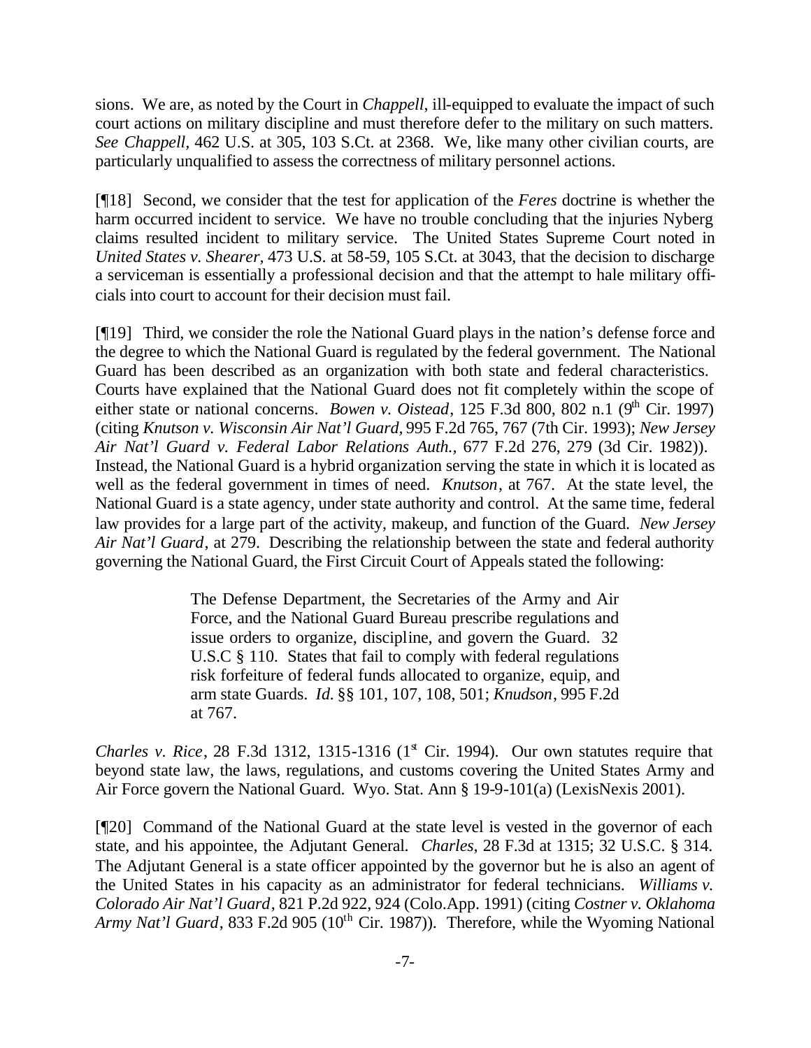sions. We are, as noted by the Court in *Chappell*, ill-equipped to evaluate the impact of such court actions on military discipline and must therefore defer to the military on such matters. *See Chappell*, 462 U.S. at 305, 103 S.Ct. at 2368. We, like many other civilian courts, are particularly unqualified to assess the correctness of military personnel actions.

[¶18] Second, we consider that the test for application of the *Feres* doctrine is whether the harm occurred incident to service. We have no trouble concluding that the injuries Nyberg claims resulted incident to military service. The United States Supreme Court noted in *United States v. Shearer*, 473 U.S. at 58-59, 105 S.Ct. at 3043, that the decision to discharge a serviceman is essentially a professional decision and that the attempt to hale military officials into court to account for their decision must fail.

[¶19] Third, we consider the role the National Guard plays in the nation's defense force and the degree to which the National Guard is regulated by the federal government. The National Guard has been described as an organization with both state and federal characteristics. Courts have explained that the National Guard does not fit completely within the scope of either state or national concerns. *Bowen v. Oistead*, 125 F.3d 800, 802 n.1 (9th Cir. 1997) (citing *Knutson v. Wisconsin Air Nat'l Guard*, 995 F.2d 765, 767 (7th Cir. 1993); *New Jersey Air Nat'l Guard v. Federal Labor Relations Auth.*, 677 F.2d 276, 279 (3d Cir. 1982)). Instead, the National Guard is a hybrid organization serving the state in which it is located as well as the federal government in times of need. *Knutson*, at 767. At the state level, the National Guard is a state agency, under state authority and control. At the same time, federal law provides for a large part of the activity, makeup, and function of the Guard. *New Jersey Air Nat'l Guard*, at 279. Describing the relationship between the state and federal authority governing the National Guard, the First Circuit Court of Appeals stated the following:

> The Defense Department, the Secretaries of the Army and Air Force, and the National Guard Bureau prescribe regulations and issue orders to organize, discipline, and govern the Guard. 32 U.S.C § 110. States that fail to comply with federal regulations risk forfeiture of federal funds allocated to organize, equip, and arm state Guards. *Id.* §§ 101, 107, 108, 501; *Knudson*, 995 F.2d at 767.

*Charles v. Rice*, 28 F.3d 1312, 1315-1316 (1st Cir. 1994). Our own statutes require that beyond state law, the laws, regulations, and customs covering the United States Army and Air Force govern the National Guard. Wyo. Stat. Ann § 19-9-101(a) (LexisNexis 2001).

[¶20] Command of the National Guard at the state level is vested in the governor of each state, and his appointee, the Adjutant General. *Charles*, 28 F.3d at 1315; 32 U.S.C. § 314. The Adjutant General is a state officer appointed by the governor but he is also an agent of the United States in his capacity as an administrator for federal technicians. *Williams v. Colorado Air Nat'l Guard*, 821 P.2d 922, 924 (Colo.App. 1991) (citing *Costner v. Oklahoma Army Nat'l Guard*, 833 F.2d 905 (10th Cir. 1987)). Therefore, while the Wyoming National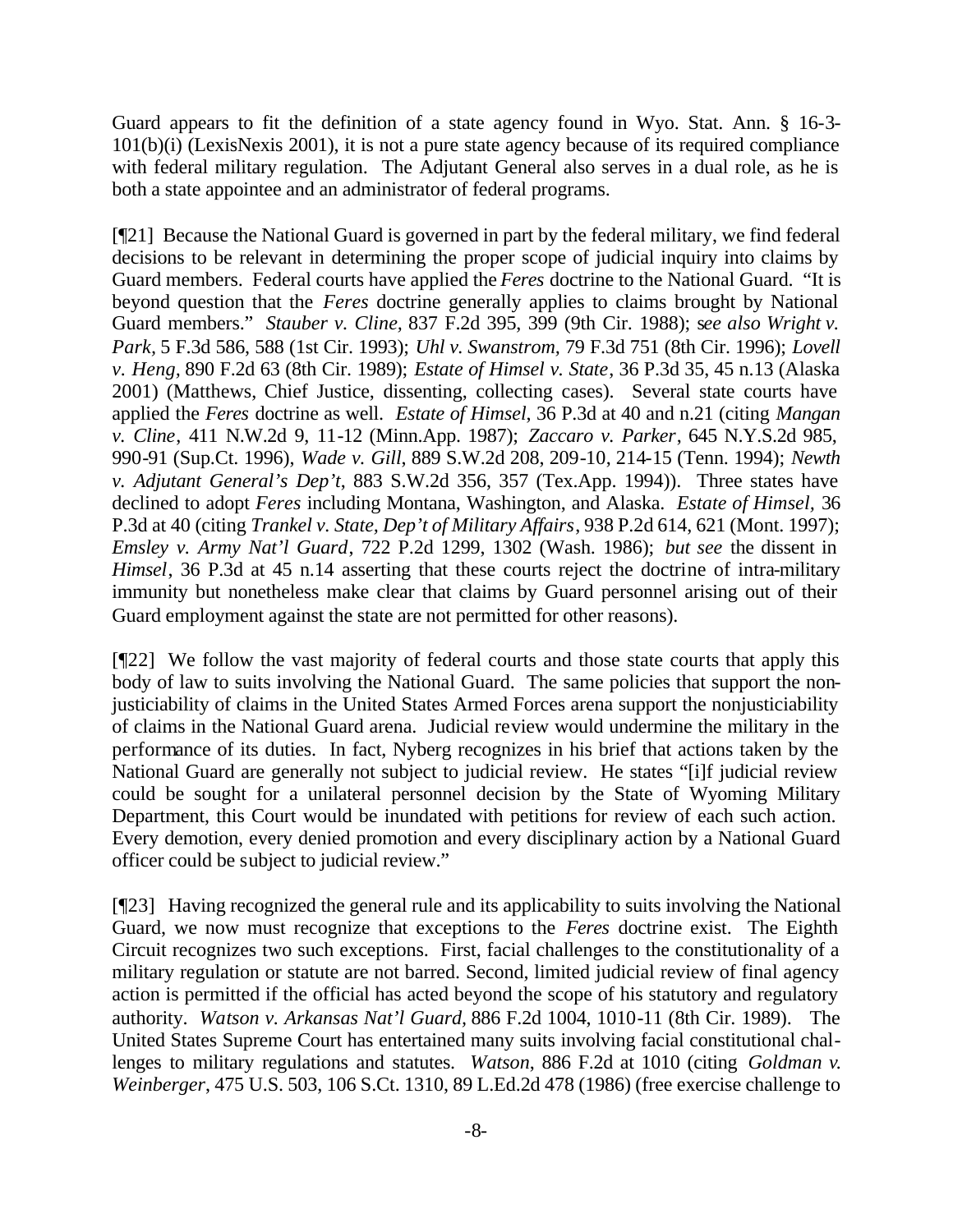Guard appears to fit the definition of a state agency found in Wyo. Stat. Ann. § 16-3-101(b)(i) (LexisNexis 2001), it is not a pure state agency because of its required compliance with federal military regulation. The Adjutant General also serves in a dual role, as he is both a state appointee and an administrator of federal programs.

[¶21] Because the National Guard is governed in part by the federal military, we find federal decisions to be relevant in determining the proper scope of judicial inquiry into claims by Guard members. Federal courts have applied the *Feres* doctrine to the National Guard. "It is beyond question that the *Feres* doctrine generally applies to claims brought by National Guard members." *Stauber v. Cline,* 837 F.2d 395, 399 (9th Cir. 1988); *see also Wright v. Park*, 5 F.3d 586, 588 (1st Cir. 1993); *Uhl v. Swanstrom,* 79 F.3d 751 (8th Cir. 1996); *Lovell v. Heng,* 890 F.2d 63 (8th Cir. 1989); *Estate of Himsel v. State*, 36 P.3d 35, 45 n.13 (Alaska 2001) (Matthews, Chief Justice, dissenting, collecting cases). Several state courts have applied the *Feres* doctrine as well. *Estate of Himsel*, 36 P.3d at 40 and n.21 (citing *Mangan v. Cline*, 411 N.W.2d 9, 11-12 (Minn.App. 1987); *Zaccaro v. Parker*, 645 N.Y.S.2d 985, 990-91 (Sup.Ct. 1996), *Wade v. Gill*, 889 S.W.2d 208, 209-10, 214-15 (Tenn. 1994); *Newth v. Adjutant General's Dep't*, 883 S.W.2d 356, 357 (Tex.App. 1994)). Three states have declined to adopt *Feres* including Montana, Washington, and Alaska. *Estate of Himsel*, 36 P.3d at 40 (citing *Trankel v. State, Dep't of Military Affairs*, 938 P.2d 614, 621 (Mont. 1997); *Emsley v. Army Nat'l Guard*, 722 P.2d 1299, 1302 (Wash. 1986); *but see* the dissent in *Himsel*, 36 P.3d at 45 n.14 asserting that these courts reject the doctrine of intra-military immunity but nonetheless make clear that claims by Guard personnel arising out of their Guard employment against the state are not permitted for other reasons).

[¶22] We follow the vast majority of federal courts and those state courts that apply this body of law to suits involving the National Guard. The same policies that support the non-justiciability of claims in the United States Armed Forces arena support the nonjusticiability of claims in the National Guard arena. Judicial review would undermine the military in the performance of its duties. In fact, Nyberg recognizes in his brief that actions taken by the National Guard are generally not subject to judicial review. He states "[i]f judicial review could be sought for a unilateral personnel decision by the State of Wyoming Military Department, this Court would be inundated with petitions for review of each such action. Every demotion, every denied promotion and every disciplinary action by a National Guard officer could be subject to judicial review."

[¶23] Having recognized the general rule and its applicability to suits involving the National Guard, we now must recognize that exceptions to the *Feres* doctrine exist. The Eighth Circuit recognizes two such exceptions. First, facial challenges to the constitutionality of a military regulation or statute are not barred. Second, limited judicial review of final agency action is permitted if the official has acted beyond the scope of his statutory and regulatory authority. *Watson v. Arkansas Nat'l Guard*, 886 F.2d 1004, 1010-11 (8th Cir. 1989). The United States Supreme Court has entertained many suits involving facial constitutional challenges to military regulations and statutes. *Watson*, 886 F.2d at 1010 (citing *Goldman v. Weinberger*, 475 U.S. 503, 106 S.Ct. 1310, 89 L.Ed.2d 478 (1986) (free exercise challenge to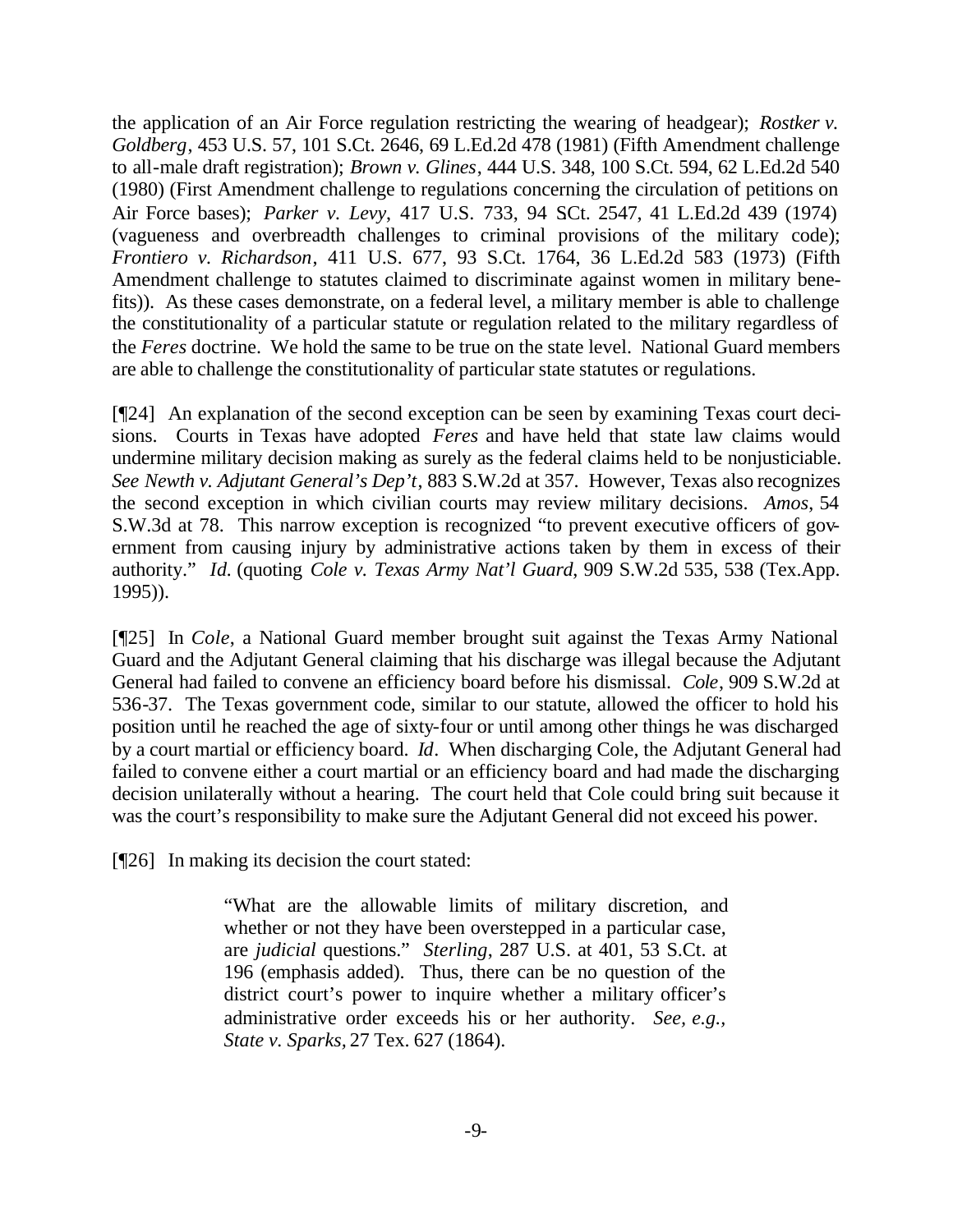the application of an Air Force regulation restricting the wearing of headgear); *Rostker v. Goldberg*, 453 U.S. 57, 101 S.Ct. 2646, 69 L.Ed.2d 478 (1981) (Fifth Amendment challenge to all-male draft registration); *Brown v. Glines*, 444 U.S. 348, 100 S.Ct. 594, 62 L.Ed.2d 540 (1980) (First Amendment challenge to regulations concerning the circulation of petitions on Air Force bases); *Parker v. Levy*, 417 U.S. 733, 94 SCt. 2547, 41 L.Ed.2d 439 (1974) (vagueness and overbreadth challenges to criminal provisions of the military code); *Frontiero v. Richardson*, 411 U.S. 677, 93 S.Ct. 1764, 36 L.Ed.2d 583 (1973) (Fifth Amendment challenge to statutes claimed to discriminate against women in military benefits)). As these cases demonstrate, on a federal level, a military member is able to challenge the constitutionality of a particular statute or regulation related to the military regardless of the *Feres* doctrine. We hold the same to be true on the state level. National Guard members are able to challenge the constitutionality of particular state statutes or regulations.

[¶24] An explanation of the second exception can be seen by examining Texas court decisions. Courts in Texas have adopted *Feres* and have held that state law claims would undermine military decision making as surely as the federal claims held to be nonjusticiable. *See Newth v. Adjutant General's Dep't*, 883 S.W.2d at 357. However, Texas also recognizes the second exception in which civilian courts may review military decisions. *Amos*, 54 S.W.3d at 78. This narrow exception is recognized "to prevent executive officers of government from causing injury by administrative actions taken by them in excess of their authority." *Id.* (quoting *Cole v. Texas Army Nat'l Guard*, 909 S.W.2d 535, 538 (Tex.App. 1995)).

[¶25] In *Cole*, a National Guard member brought suit against the Texas Army National Guard and the Adjutant General claiming that his discharge was illegal because the Adjutant General had failed to convene an efficiency board before his dismissal. *Cole*, 909 S.W.2d at 536-37. The Texas government code, similar to our statute, allowed the officer to hold his position until he reached the age of sixty-four or until among other things he was discharged by a court martial or efficiency board. *Id*. When discharging Cole, the Adjutant General had failed to convene either a court martial or an efficiency board and had made the discharging decision unilaterally without a hearing. The court held that Cole could bring suit because it was the court's responsibility to make sure the Adjutant General did not exceed his power.

[¶26] In making its decision the court stated:

> "What are the allowable limits of military discretion, and whether or not they have been overstepped in a particular case, are *judicial* questions." *Sterling*, 287 U.S. at 401, 53 S.Ct. at 196 (emphasis added). Thus, there can be no question of the district court's power to inquire whether a military officer's administrative order exceeds his or her authority. *See, e.g., State v. Sparks*, 27 Tex. 627 (1864).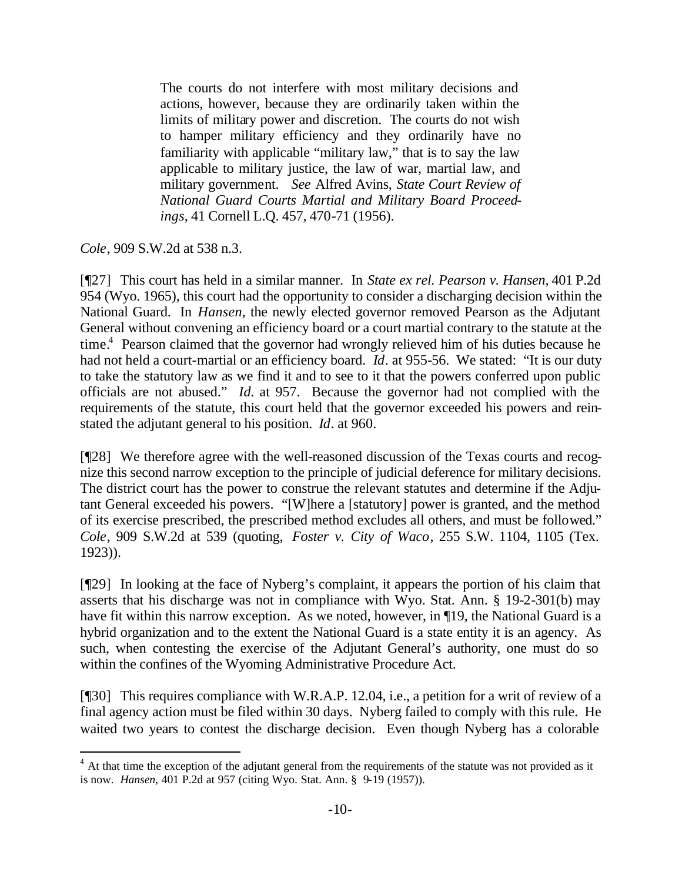> The courts do not interfere with most military decisions and actions, however, because they are ordinarily taken within the limits of military power and discretion. The courts do not wish to hamper military efficiency and they ordinarily have no familiarity with applicable "military law," that is to say the law applicable to military justice, the law of war, martial law, and military government. *See* Alfred Avins, *State Court Review of National Guard Courts Martial and Military Board Proceedings*, 41 Cornell L.Q. 457, 470-71 (1956).

*Cole*, 909 S.W.2d at 538 n.3.

[¶27] This court has held in a similar manner. In *State ex rel. Pearson v. Hansen*, 401 P.2d 954 (Wyo. 1965), this court had the opportunity to consider a discharging decision within the National Guard. In *Hansen*, the newly elected governor removed Pearson as the Adjutant General without convening an efficiency board or a court martial contrary to the statute at the time.[4] Pearson claimed that the governor had wrongly relieved him of his duties because he had not held a court-martial or an efficiency board. *Id*. at 955-56. We stated: "It is our duty to take the statutory law as we find it and to see to it that the powers conferred upon public officials are not abused." *Id*. at 957. Because the governor had not complied with the requirements of the statute, this court held that the governor exceeded his powers and reinstated the adjutant general to his position. *Id*. at 960.

[¶28] We therefore agree with the well-reasoned discussion of the Texas courts and recognize this second narrow exception to the principle of judicial deference for military decisions. The district court has the power to construe the relevant statutes and determine if the Adjutant General exceeded his powers. "[W]here a [statutory] power is granted, and the method of its exercise prescribed, the prescribed method excludes all others, and must be followed." *Cole*, 909 S.W.2d at 539 (quoting, *Foster v. City of Waco*, 255 S.W. 1104, 1105 (Tex. 1923)).

[¶29] In looking at the face of Nyberg's complaint, it appears the portion of his claim that asserts that his discharge was not in compliance with Wyo. Stat. Ann. § 19-2-301(b) may have fit within this narrow exception. As we noted, however, in ¶19, the National Guard is a hybrid organization and to the extent the National Guard is a state entity it is an agency. As such, when contesting the exercise of the Adjutant General's authority, one must do so within the confines of the Wyoming Administrative Procedure Act.

[¶30] This requires compliance with W.R.A.P. 12.04, i.e., a petition for a writ of review of a final agency action must be filed within 30 days. Nyberg failed to comply with this rule. He waited two years to contest the discharge decision. Even though Nyberg has a colorable

---

[4] At that time the exception of the adjutant general from the requirements of the statute was not provided as it is now. *Hansen*, 401 P.2d at 957 (citing Wyo. Stat. Ann. § 9-19 (1957)).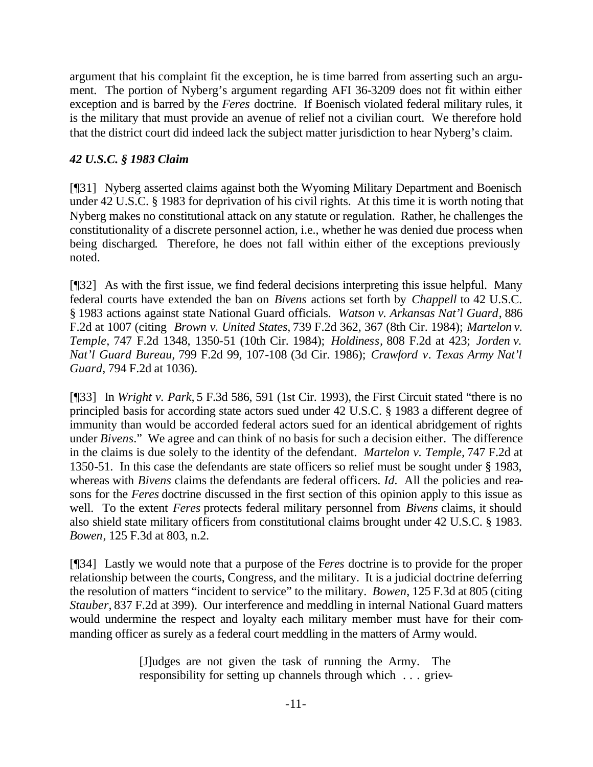argument that his complaint fit the exception, he is time barred from asserting such an argument. The portion of Nyberg's argument regarding AFI 36-3209 does not fit within either exception and is barred by the *Feres* doctrine. If Boenisch violated federal military rules, it is the military that must provide an avenue of relief not a civilian court. We therefore hold that the district court did indeed lack the subject matter jurisdiction to hear Nyberg's claim.

### *42 U.S.C. § 1983 Claim*

[¶31] Nyberg asserted claims against both the Wyoming Military Department and Boenisch under 42 U.S.C. § 1983 for deprivation of his civil rights. At this time it is worth noting that Nyberg makes no constitutional attack on any statute or regulation. Rather, he challenges the constitutionality of a discrete personnel action, i.e., whether he was denied due process when being discharged. Therefore, he does not fall within either of the exceptions previously noted.

[¶32] As with the first issue, we find federal decisions interpreting this issue helpful. Many federal courts have extended the ban on *Bivens* actions set forth by *Chappell* to 42 U.S.C. § 1983 actions against state National Guard officials. *Watson v. Arkansas Nat'l Guard*, 886 F.2d at 1007 (citing *Brown v. United States*, 739 F.2d 362, 367 (8th Cir. 1984); *Martelon v. Temple*, 747 F.2d 1348, 1350-51 (10th Cir. 1984); *Holdiness*, 808 F.2d at 423; *Jorden v. Nat'l Guard Bureau*, 799 F.2d 99, 107-108 (3d Cir. 1986); *Crawford v. Texas Army Nat'l Guard*, 794 F.2d at 1036).

[¶33] In *Wright v. Park*, 5 F.3d 586, 591 (1st Cir. 1993), the First Circuit stated "there is no principled basis for according state actors sued under 42 U.S.C. § 1983 a different degree of immunity than would be accorded federal actors sued for an identical abridgement of rights under *Bivens*." We agree and can think of no basis for such a decision either. The difference in the claims is due solely to the identity of the defendant. *Martelon v. Temple*, 747 F.2d at 1350-51. In this case the defendants are state officers so relief must be sought under § 1983, whereas with *Bivens* claims the defendants are federal officers. *Id.* All the policies and reasons for the *Feres* doctrine discussed in the first section of this opinion apply to this issue as well. To the extent *Feres* protects federal military personnel from *Bivens* claims, it should also shield state military officers from constitutional claims brought under 42 U.S.C. § 1983. *Bowen*, 125 F.3d at 803, n.2.

[¶34] Lastly we would note that a purpose of the F*eres* doctrine is to provide for the proper relationship between the courts, Congress, and the military. It is a judicial doctrine deferring the resolution of matters "incident to service" to the military. *Bowen*, 125 F.3d at 805 (citing *Stauber*, 837 F.2d at 399). Our interference and meddling in internal National Guard matters would undermine the respect and loyalty each military member must have for their commanding officer as surely as a federal court meddling in the matters of Army would.

> [J]udges are not given the task of running the Army. The responsibility for setting up channels through which . . . griev-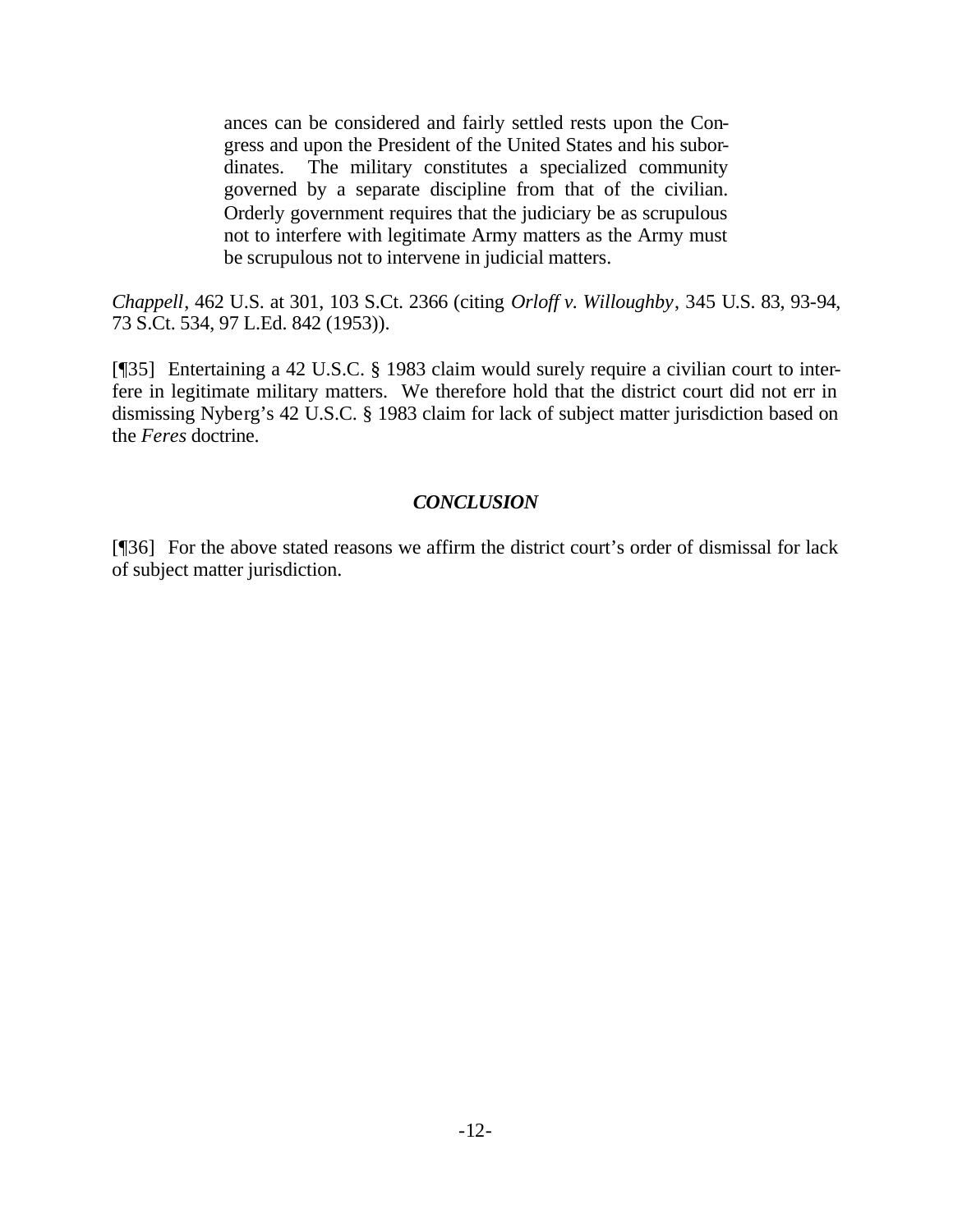> ances can be considered and fairly settled rests upon the Congress and upon the President of the United States and his subordinates. The military constitutes a specialized community governed by a separate discipline from that of the civilian. Orderly government requires that the judiciary be as scrupulous not to interfere with legitimate Army matters as the Army must be scrupulous not to intervene in judicial matters.

*Chappell*, 462 U.S. at 301, 103 S.Ct. 2366 (citing *Orloff v. Willoughby*, 345 U.S. 83, 93-94, 73 S.Ct. 534, 97 L.Ed. 842 (1953)).

[¶35] Entertaining a 42 U.S.C. § 1983 claim would surely require a civilian court to interfere in legitimate military matters. We therefore hold that the district court did not err in dismissing Nyberg's 42 U.S.C. § 1983 claim for lack of subject matter jurisdiction based on the *Feres* doctrine.

### *CONCLUSION*

[¶36] For the above stated reasons we affirm the district court's order of dismissal for lack of subject matter jurisdiction.